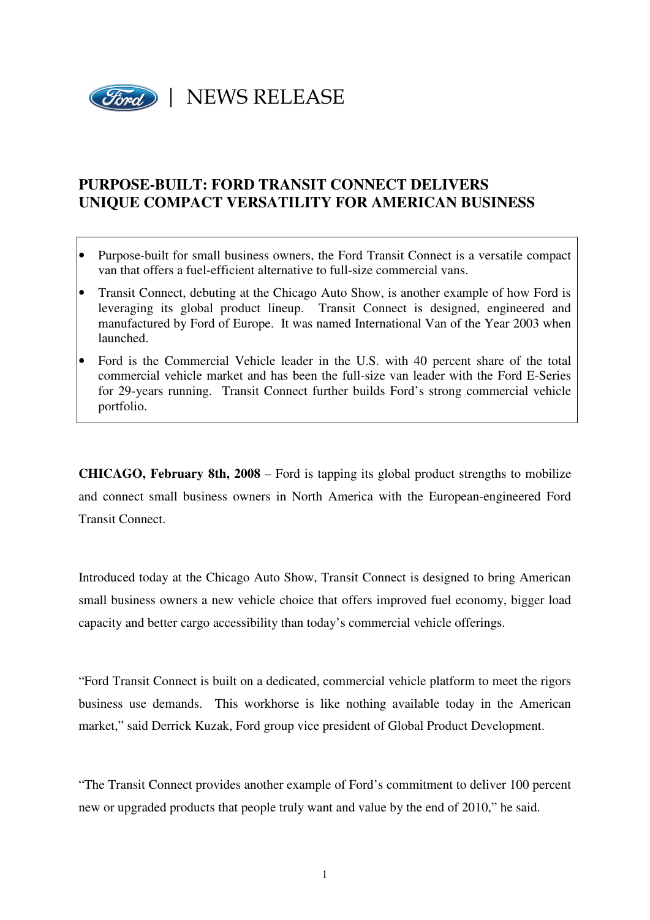NEWS RELEASE

# PURPOSE-BUILT: FORD TRANSIT CONNECT DELIVERS UNIQUE COMPACT VERSATILITY FOR AMERICAN BUSINESS

- Purpose-built for small business owners, the Ford Transit Connect is a versatile compact van that offers a fuel-efficient alternative to full-size commercial vans.
- Transit Connect, debuting at the Chicago Auto Show, is another example of how Ford is leveraging its global product lineup. Transit Connect is designed, engineered and manufactured by Ford of Europe. It was named International Van of the Year 2003 when launched.
- Ford is the Commercial Vehicle leader in the U.S. with 40 percent share of the total commercial vehicle market and has been the full-size van leader with the Ford E-Series for 29-years running. Transit Connect further builds Ford's strong commercial vehicle portfolio.

**CHICAGO, February 8th, 2008** – Ford is tapping its global product strengths to mobilize and connect small business owners in North America with the European-engineered Ford Transit Connect.

Introduced today at the Chicago Auto Show, Transit Connect is designed to bring American small business owners a new vehicle choice that offers improved fuel economy, bigger load capacity and better cargo accessibility than today's commercial vehicle offerings.

"Ford Transit Connect is built on a dedicated, commercial vehicle platform to meet the rigors business use demands. This workhorse is like nothing available today in the American market," said Derrick Kuzak, Ford group vice president of Global Product Development.

"The Transit Connect provides another example of Ford's commitment to deliver 100 percent new or upgraded products that people truly want and value by the end of 2010," he said.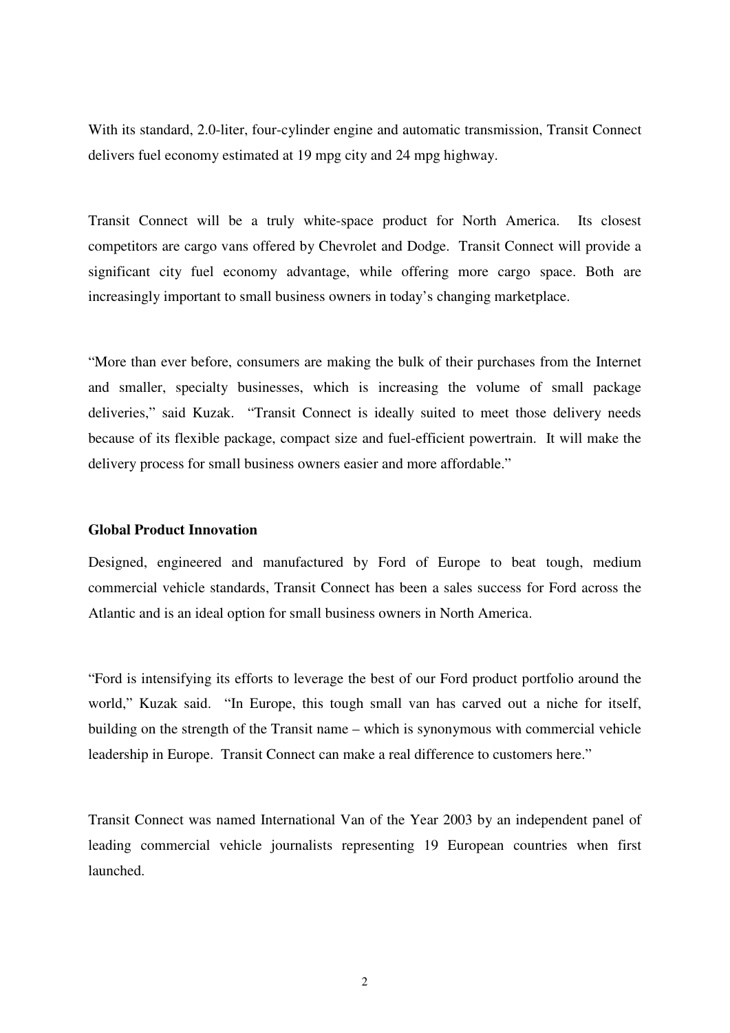With its standard, 2.0-liter, four-cylinder engine and automatic transmission, Transit Connect delivers fuel economy estimated at 19 mpg city and 24 mpg highway.

Transit Connect will be a truly white-space product for North America. Its closest competitors are cargo vans offered by Chevrolet and Dodge. Transit Connect will provide a significant city fuel economy advantage, while offering more cargo space. Both are increasingly important to small business owners in today's changing marketplace.

"More than ever before, consumers are making the bulk of their purchases from the Internet and smaller, specialty businesses, which is increasing the volume of small package deliveries," said Kuzak. "Transit Connect is ideally suited to meet those delivery needs because of its flexible package, compact size and fuel-efficient powertrain. It will make the delivery process for small business owners easier and more affordable."

**Global Product Innovation**

Designed, engineered and manufactured by Ford of Europe to beat tough, medium commercial vehicle standards, Transit Connect has been a sales success for Ford across the Atlantic and is an ideal option for small business owners in North America.

"Ford is intensifying its efforts to leverage the best of our Ford product portfolio around the world," Kuzak said. "In Europe, this tough small van has carved out a niche for itself, building on the strength of the Transit name – which is synonymous with commercial vehicle leadership in Europe. Transit Connect can make a real difference to customers here."

Transit Connect was named International Van of the Year 2003 by an independent panel of leading commercial vehicle journalists representing 19 European countries when first launched.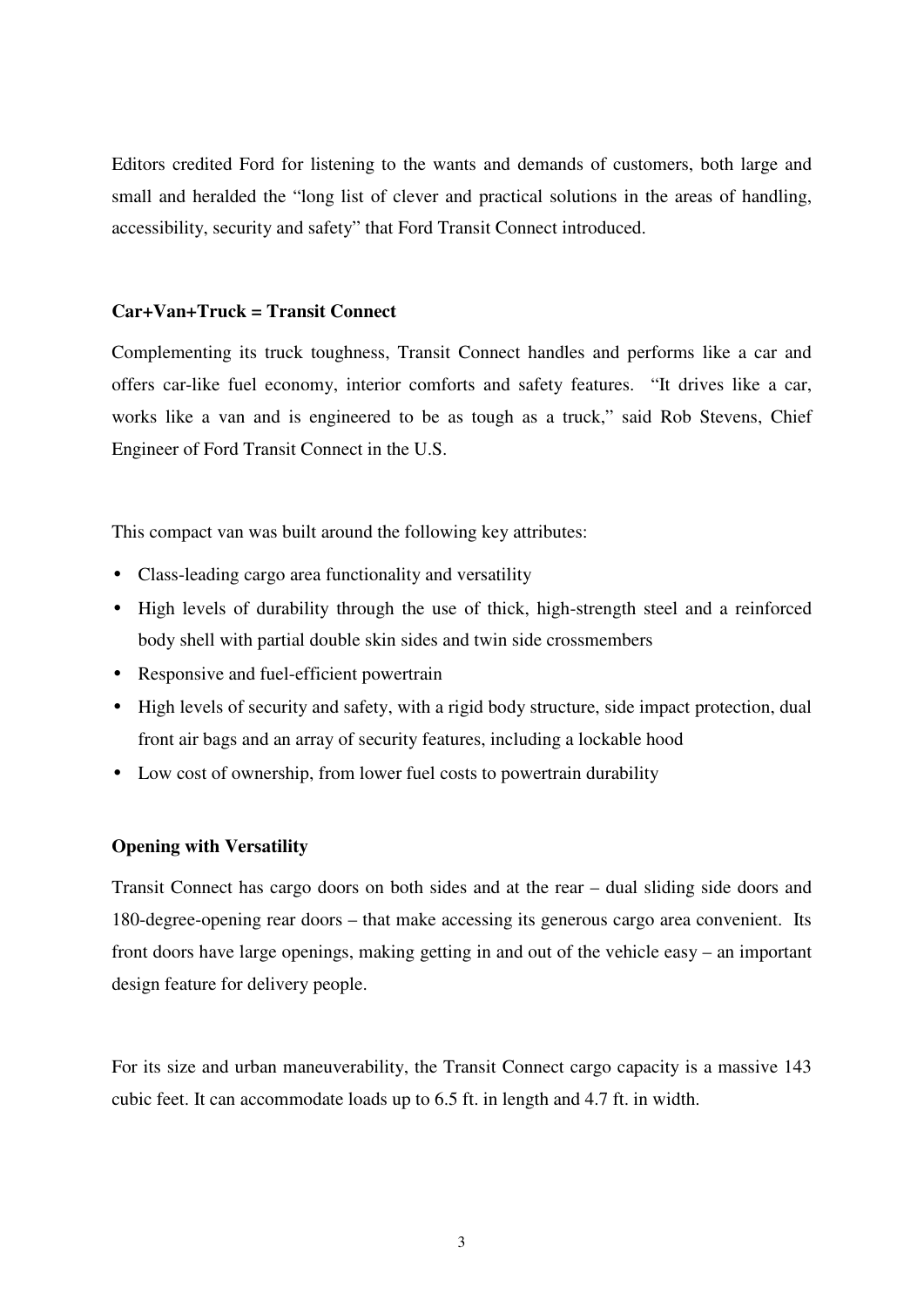Editors credited Ford for listening to the wants and demands of customers, both large and small and heralded the "long list of clever and practical solutions in the areas of handling, accessibility, security and safety" that Ford Transit Connect introduced.

**Car+Van+Truck = Transit Connect**

Complementing its truck toughness, Transit Connect handles and performs like a car and offers car-like fuel economy, interior comforts and safety features. "It drives like a car, works like a van and is engineered to be as tough as a truck," said Rob Stevens, Chief Engineer of Ford Transit Connect in the U.S.

This compact van was built around the following key attributes:

- Class-leading cargo area functionality and versatility
- High levels of durability through the use of thick, high-strength steel and a reinforced body shell with partial double skin sides and twin side crossmembers
- Responsive and fuel-efficient powertrain
- High levels of security and safety, with a rigid body structure, side impact protection, dual front air bags and an array of security features, including a lockable hood
- Low cost of ownership, from lower fuel costs to powertrain durability

**Opening with Versatility**

Transit Connect has cargo doors on both sides and at the rear – dual sliding side doors and 180-degree-opening rear doors – that make accessing its generous cargo area convenient. Its front doors have large openings, making getting in and out of the vehicle easy – an important design feature for delivery people.

For its size and urban maneuverability, the Transit Connect cargo capacity is a massive 143 cubic feet. It can accommodate loads up to 6.5 ft. in length and 4.7 ft. in width.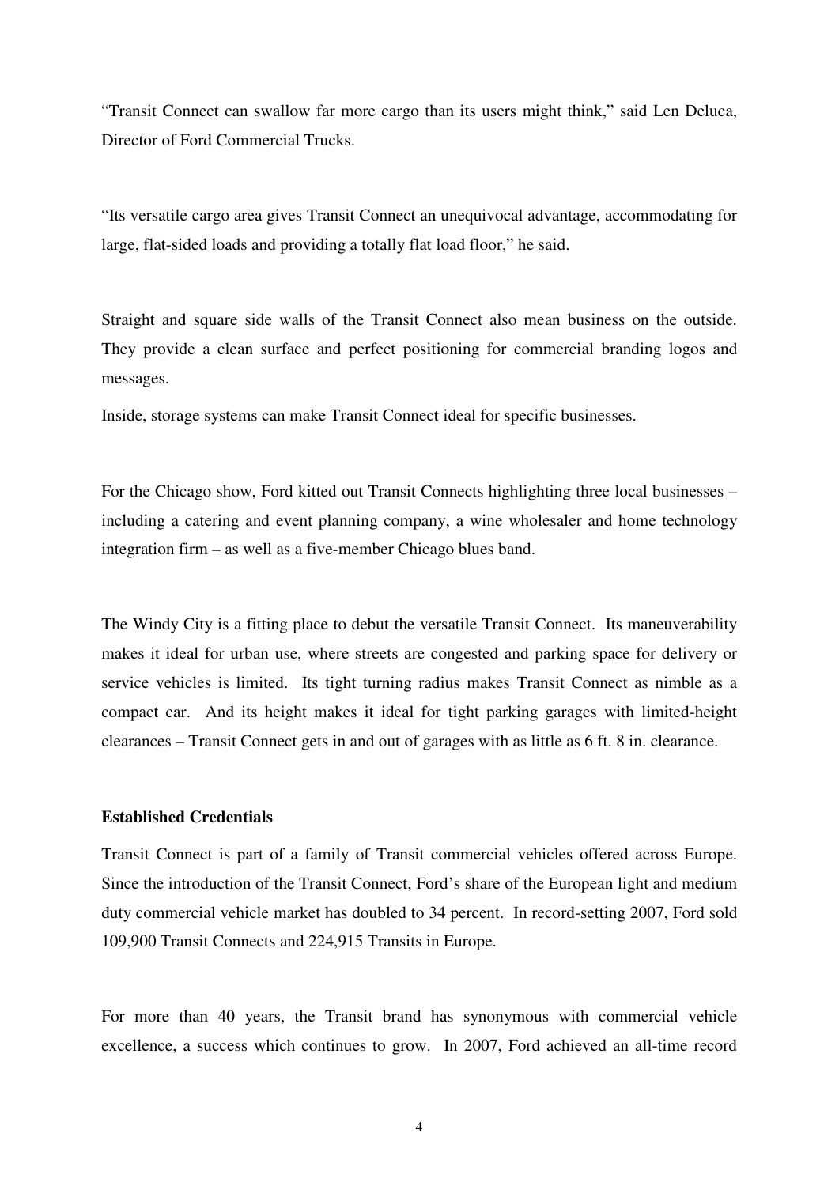"Transit Connect can swallow far more cargo than its users might think," said Len Deluca, Director of Ford Commercial Trucks.

"Its versatile cargo area gives Transit Connect an unequivocal advantage, accommodating for large, flat-sided loads and providing a totally flat load floor," he said.

Straight and square side walls of the Transit Connect also mean business on the outside. They provide a clean surface and perfect positioning for commercial branding logos and messages.

Inside, storage systems can make Transit Connect ideal for specific businesses.

For the Chicago show, Ford kitted out Transit Connects highlighting three local businesses – including a catering and event planning company, a wine wholesaler and home technology integration firm – as well as a five-member Chicago blues band.

The Windy City is a fitting place to debut the versatile Transit Connect. Its maneuverability makes it ideal for urban use, where streets are congested and parking space for delivery or service vehicles is limited. Its tight turning radius makes Transit Connect as nimble as a compact car. And its height makes it ideal for tight parking garages with limited-height clearances – Transit Connect gets in and out of garages with as little as 6 ft. 8 in. clearance.

**Established Credentials**

Transit Connect is part of a family of Transit commercial vehicles offered across Europe. Since the introduction of the Transit Connect, Ford's share of the European light and medium duty commercial vehicle market has doubled to 34 percent. In record-setting 2007, Ford sold 109,900 Transit Connects and 224,915 Transits in Europe.

For more than 40 years, the Transit brand has synonymous with commercial vehicle excellence, a success which continues to grow. In 2007, Ford achieved an all-time record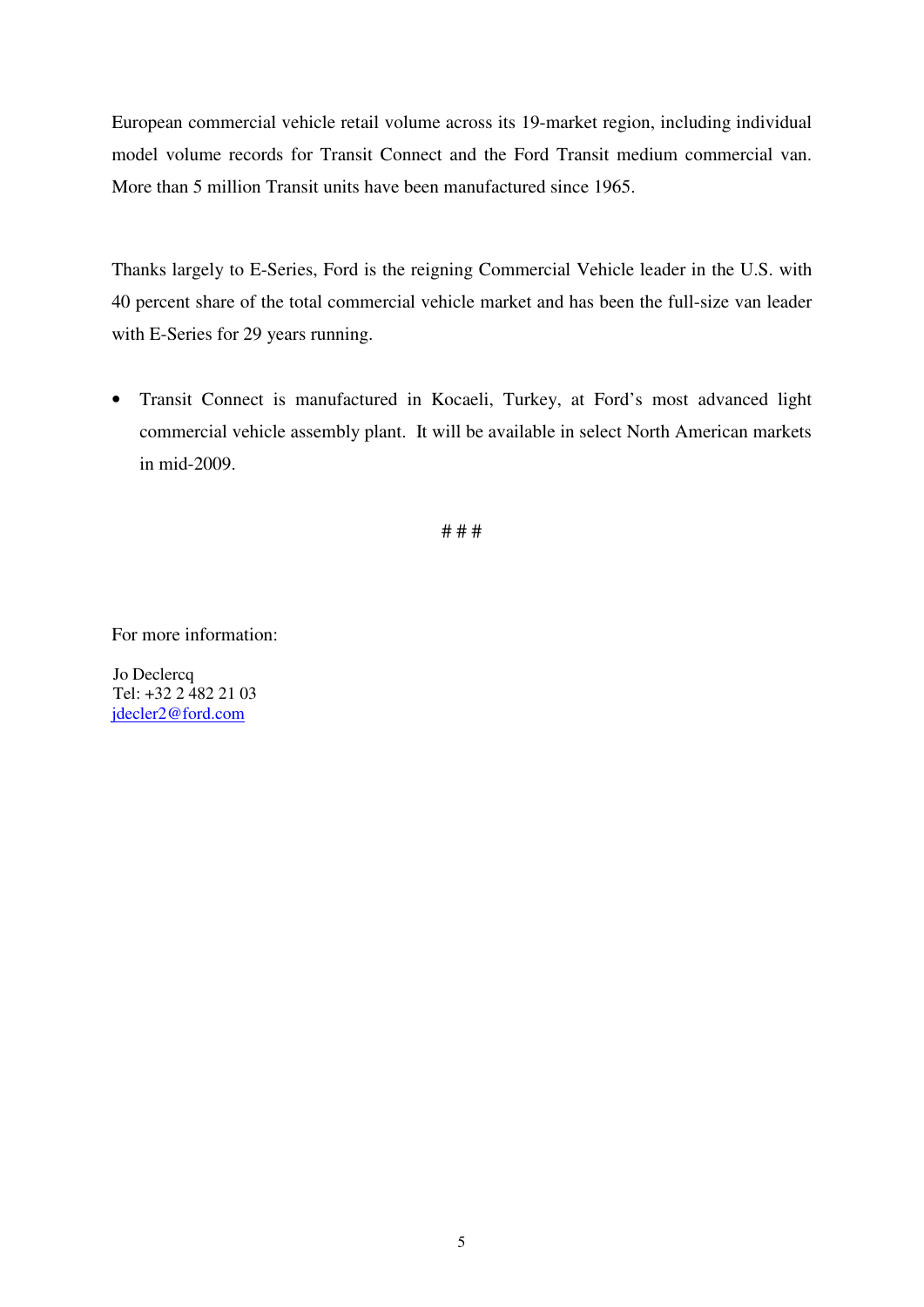European commercial vehicle retail volume across its 19-market region, including individual model volume records for Transit Connect and the Ford Transit medium commercial van. More than 5 million Transit units have been manufactured since 1965.

Thanks largely to E-Series, Ford is the reigning Commercial Vehicle leader in the U.S. with 40 percent share of the total commercial vehicle market and has been the full-size van leader with E-Series for 29 years running.

- Transit Connect is manufactured in Kocaeli, Turkey, at Ford's most advanced light commercial vehicle assembly plant. It will be available in select North American markets in mid-2009.

# # #

For more information:

Jo Declercq
Tel: +32 2 482 21 03
jdecler2@ford.com